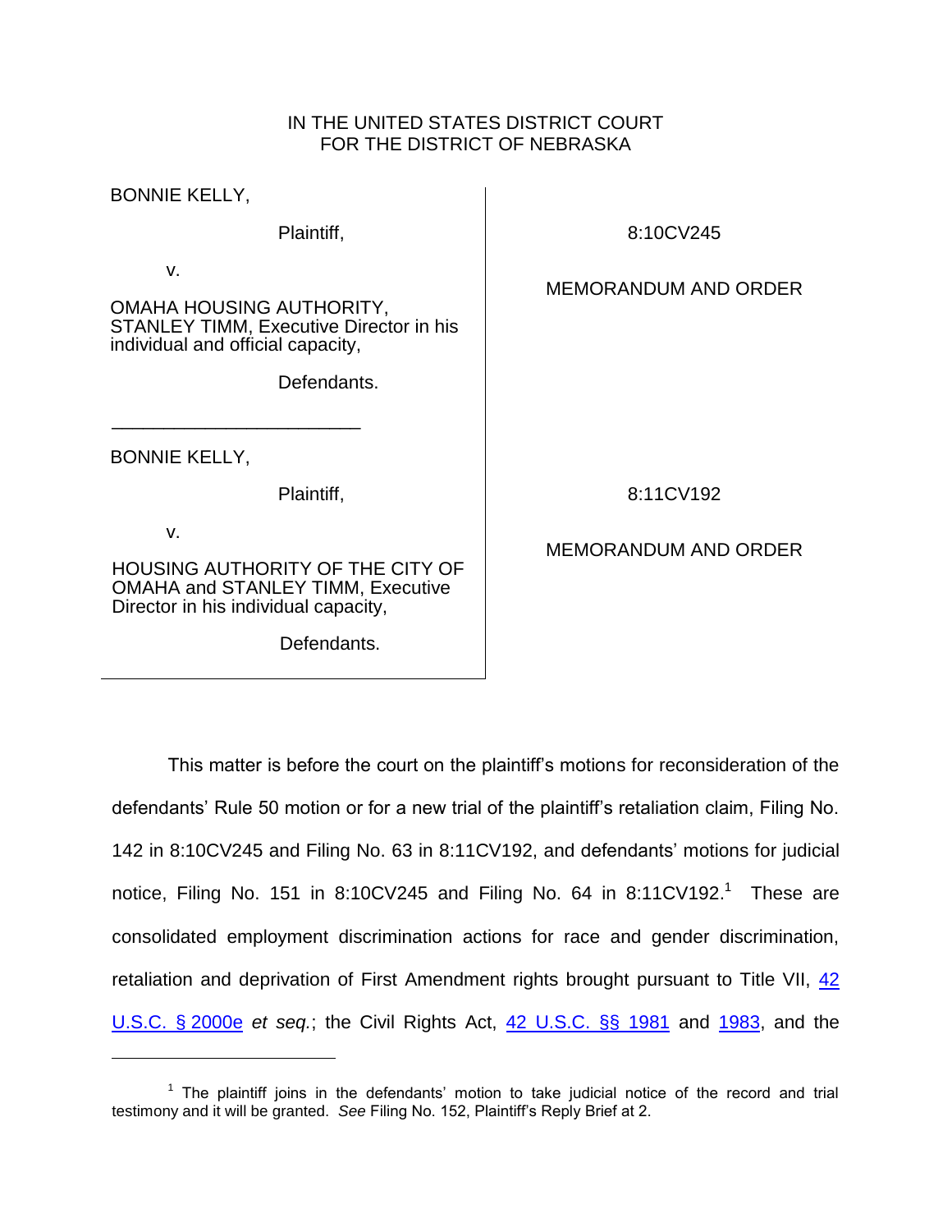IN THE UNITED STATES DISTRICT COURT
FOR THE DISTRICT OF NEBRASKA

| | |
|---|---|
| BONNIE KELLY,<br><br>Plaintiff,<br><br>v.<br><br>OMAHA HOUSING AUTHORITY, STANLEY TIMM, Executive Director in his individual and official capacity,<br><br>Defendants. | 8:10CV245<br><br>MEMORANDUM AND ORDER |
| BONNIE KELLY,<br><br>Plaintiff,<br><br>v.<br><br>HOUSING AUTHORITY OF THE CITY OF OMAHA and STANLEY TIMM, Executive Director in his individual capacity,<br><br>Defendants. | 8:11CV192<br><br>MEMORANDUM AND ORDER |

This matter is before the court on the plaintiff's motions for reconsideration of the defendants' Rule 50 motion or for a new trial of the plaintiff's retaliation claim, Filing No. 142 in 8:10CV245 and Filing No. 63 in 8:11CV192, and defendants' motions for judicial notice, Filing No. 151 in 8:10CV245 and Filing No. 64 in 8:11CV192.[1] These are consolidated employment discrimination actions for race and gender discrimination, retaliation and deprivation of First Amendment rights brought pursuant to Title VII, 42 U.S.C. § 2000e *et seq.*; the Civil Rights Act, 42 U.S.C. §§ 1981 and 1983, and the

---

[1] The plaintiff joins in the defendants' motion to take judicial notice of the record and trial testimony and it will be granted. *See* Filing No. 152, Plaintiff's Reply Brief at 2.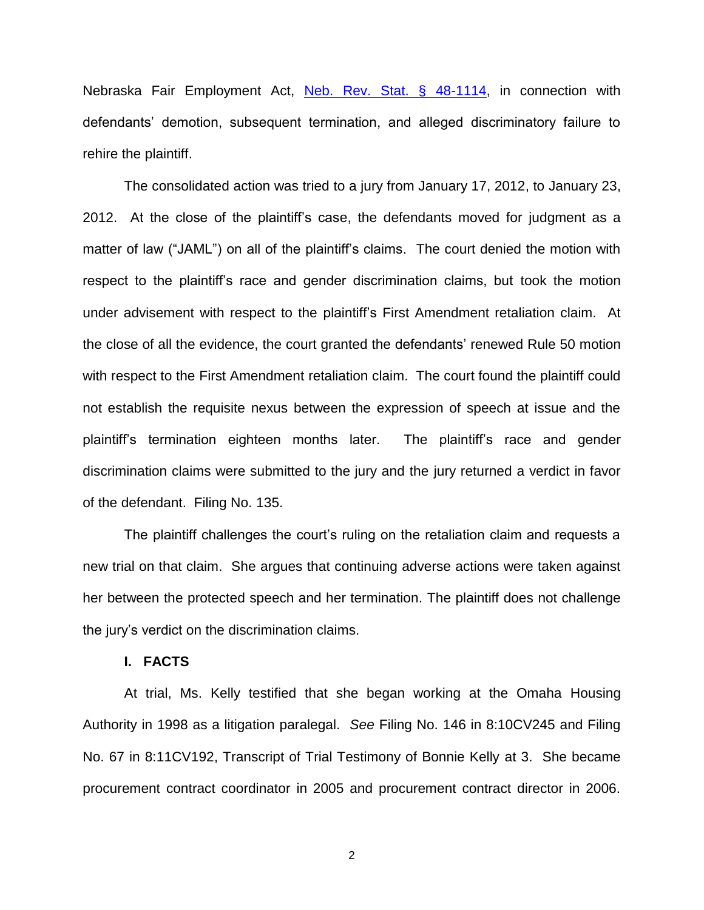Nebraska Fair Employment Act, Neb. Rev. Stat. § 48-1114, in connection with defendants' demotion, subsequent termination, and alleged discriminatory failure to rehire the plaintiff.

The consolidated action was tried to a jury from January 17, 2012, to January 23, 2012. At the close of the plaintiff's case, the defendants moved for judgment as a matter of law ("JAML") on all of the plaintiff's claims. The court denied the motion with respect to the plaintiff's race and gender discrimination claims, but took the motion under advisement with respect to the plaintiff's First Amendment retaliation claim. At the close of all the evidence, the court granted the defendants' renewed Rule 50 motion with respect to the First Amendment retaliation claim. The court found the plaintiff could not establish the requisite nexus between the expression of speech at issue and the plaintiff's termination eighteen months later. The plaintiff's race and gender discrimination claims were submitted to the jury and the jury returned a verdict in favor of the defendant. Filing No. 135.

The plaintiff challenges the court's ruling on the retaliation claim and requests a new trial on that claim. She argues that continuing adverse actions were taken against her between the protected speech and her termination. The plaintiff does not challenge the jury's verdict on the discrimination claims.

## I. FACTS

At trial, Ms. Kelly testified that she began working at the Omaha Housing Authority in 1998 as a litigation paralegal. *See* Filing No. 146 in 8:10CV245 and Filing No. 67 in 8:11CV192, Transcript of Trial Testimony of Bonnie Kelly at 3. She became procurement contract coordinator in 2005 and procurement contract director in 2006.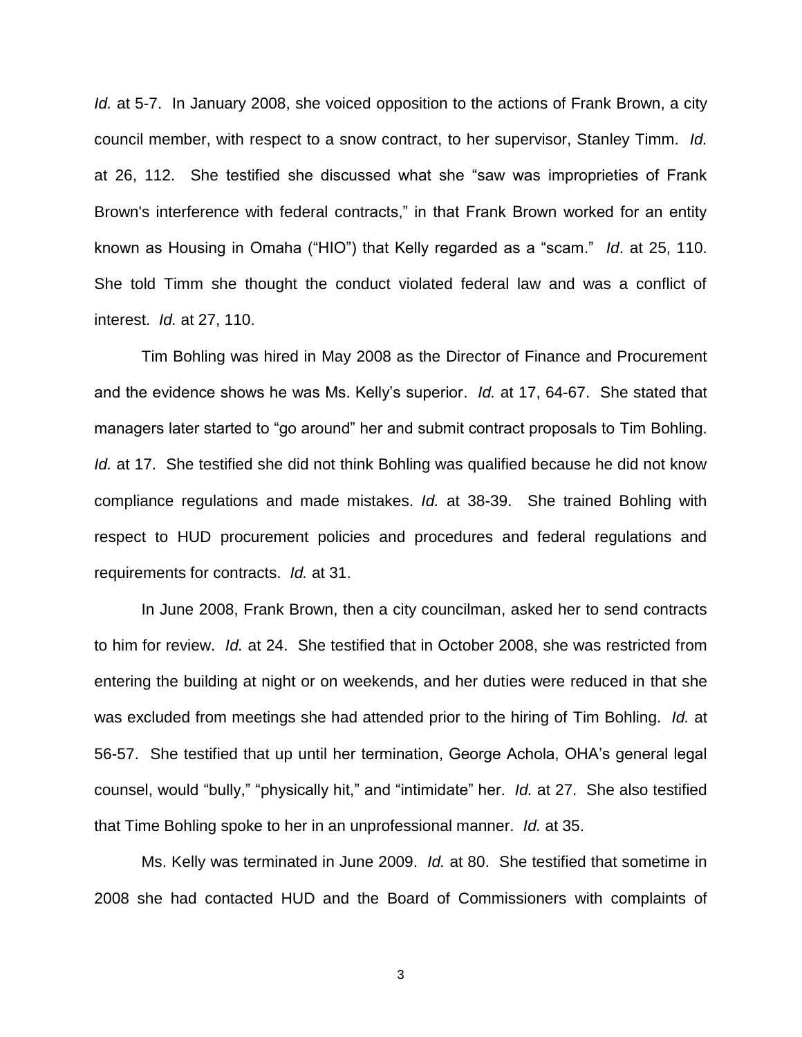*Id.* at 5-7. In January 2008, she voiced opposition to the actions of Frank Brown, a city council member, with respect to a snow contract, to her supervisor, Stanley Timm. *Id.* at 26, 112. She testified she discussed what she "saw was improprieties of Frank Brown's interference with federal contracts," in that Frank Brown worked for an entity known as Housing in Omaha ("HIO") that Kelly regarded as a "scam." *Id*. at 25, 110. She told Timm she thought the conduct violated federal law and was a conflict of interest. *Id.* at 27, 110.

Tim Bohling was hired in May 2008 as the Director of Finance and Procurement and the evidence shows he was Ms. Kelly's superior. *Id.* at 17, 64-67. She stated that managers later started to "go around" her and submit contract proposals to Tim Bohling. *Id.* at 17. She testified she did not think Bohling was qualified because he did not know compliance regulations and made mistakes. *Id.* at 38-39. She trained Bohling with respect to HUD procurement policies and procedures and federal regulations and requirements for contracts. *Id.* at 31.

In June 2008, Frank Brown, then a city councilman, asked her to send contracts to him for review. *Id.* at 24. She testified that in October 2008, she was restricted from entering the building at night or on weekends, and her duties were reduced in that she was excluded from meetings she had attended prior to the hiring of Tim Bohling. *Id.* at 56-57. She testified that up until her termination, George Achola, OHA's general legal counsel, would "bully," "physically hit," and "intimidate" her. *Id.* at 27. She also testified that Time Bohling spoke to her in an unprofessional manner. *Id.* at 35.

Ms. Kelly was terminated in June 2009. *Id.* at 80. She testified that sometime in 2008 she had contacted HUD and the Board of Commissioners with complaints of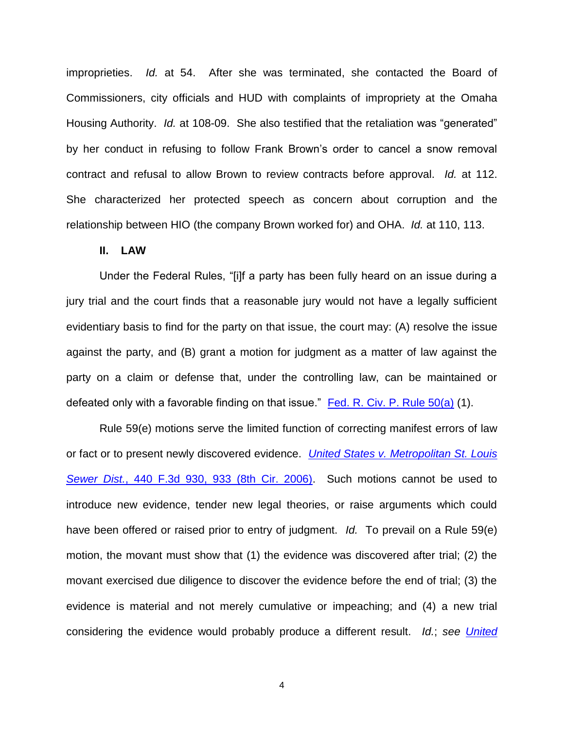improprieties. *Id.* at 54. After she was terminated, she contacted the Board of Commissioners, city officials and HUD with complaints of impropriety at the Omaha Housing Authority. *Id.* at 108-09. She also testified that the retaliation was "generated" by her conduct in refusing to follow Frank Brown's order to cancel a snow removal contract and refusal to allow Brown to review contracts before approval. *Id.* at 112. She characterized her protected speech as concern about corruption and the relationship between HIO (the company Brown worked for) and OHA. *Id.* at 110, 113.

## II. LAW

Under the Federal Rules, "[i]f a party has been fully heard on an issue during a jury trial and the court finds that a reasonable jury would not have a legally sufficient evidentiary basis to find for the party on that issue, the court may: (A) resolve the issue against the party, and (B) grant a motion for judgment as a matter of law against the party on a claim or defense that, under the controlling law, can be maintained or defeated only with a favorable finding on that issue." Fed. R. Civ. P. Rule 50(a) (1).

Rule 59(e) motions serve the limited function of correcting manifest errors of law or fact or to present newly discovered evidence. *United States v. Metropolitan St. Louis Sewer Dist.*, 440 F.3d 930, 933 (8th Cir. 2006). Such motions cannot be used to introduce new evidence, tender new legal theories, or raise arguments which could have been offered or raised prior to entry of judgment. *Id.* To prevail on a Rule 59(e) motion, the movant must show that (1) the evidence was discovered after trial; (2) the movant exercised due diligence to discover the evidence before the end of trial; (3) the evidence is material and not merely cumulative or impeaching; and (4) a new trial considering the evidence would probably produce a different result. *Id.*; *see United*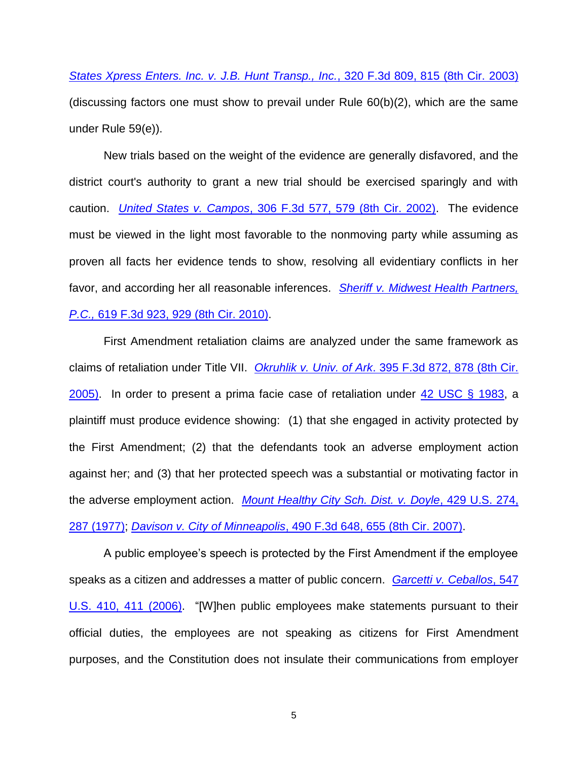*States Xpress Enters. Inc. v. J.B. Hunt Transp., Inc.*, 320 F.3d 809, 815 (8th Cir. 2003) (discussing factors one must show to prevail under Rule 60(b)(2), which are the same under Rule 59(e)).

New trials based on the weight of the evidence are generally disfavored, and the district court's authority to grant a new trial should be exercised sparingly and with caution. *United States v. Campos*, 306 F.3d 577, 579 (8th Cir. 2002). The evidence must be viewed in the light most favorable to the nonmoving party while assuming as proven all facts her evidence tends to show, resolving all evidentiary conflicts in her favor, and according her all reasonable inferences. *Sheriff v. Midwest Health Partners, P.C.,* 619 F.3d 923, 929 (8th Cir. 2010).

First Amendment retaliation claims are analyzed under the same framework as claims of retaliation under Title VII. *Okruhlik v. Univ. of Ark*. 395 F.3d 872, 878 (8th Cir. 2005). In order to present a prima facie case of retaliation under 42 USC § 1983, a plaintiff must produce evidence showing: (1) that she engaged in activity protected by the First Amendment; (2) that the defendants took an adverse employment action against her; and (3) that her protected speech was a substantial or motivating factor in the adverse employment action. *Mount Healthy City Sch. Dist. v. Doyle*, 429 U.S. 274, 287 (1977); *Davison v. City of Minneapolis*, 490 F.3d 648, 655 (8th Cir. 2007).

A public employee's speech is protected by the First Amendment if the employee speaks as a citizen and addresses a matter of public concern. *Garcetti v. Ceballos*, 547 U.S. 410, 411 (2006). "[W]hen public employees make statements pursuant to their official duties, the employees are not speaking as citizens for First Amendment purposes, and the Constitution does not insulate their communications from employer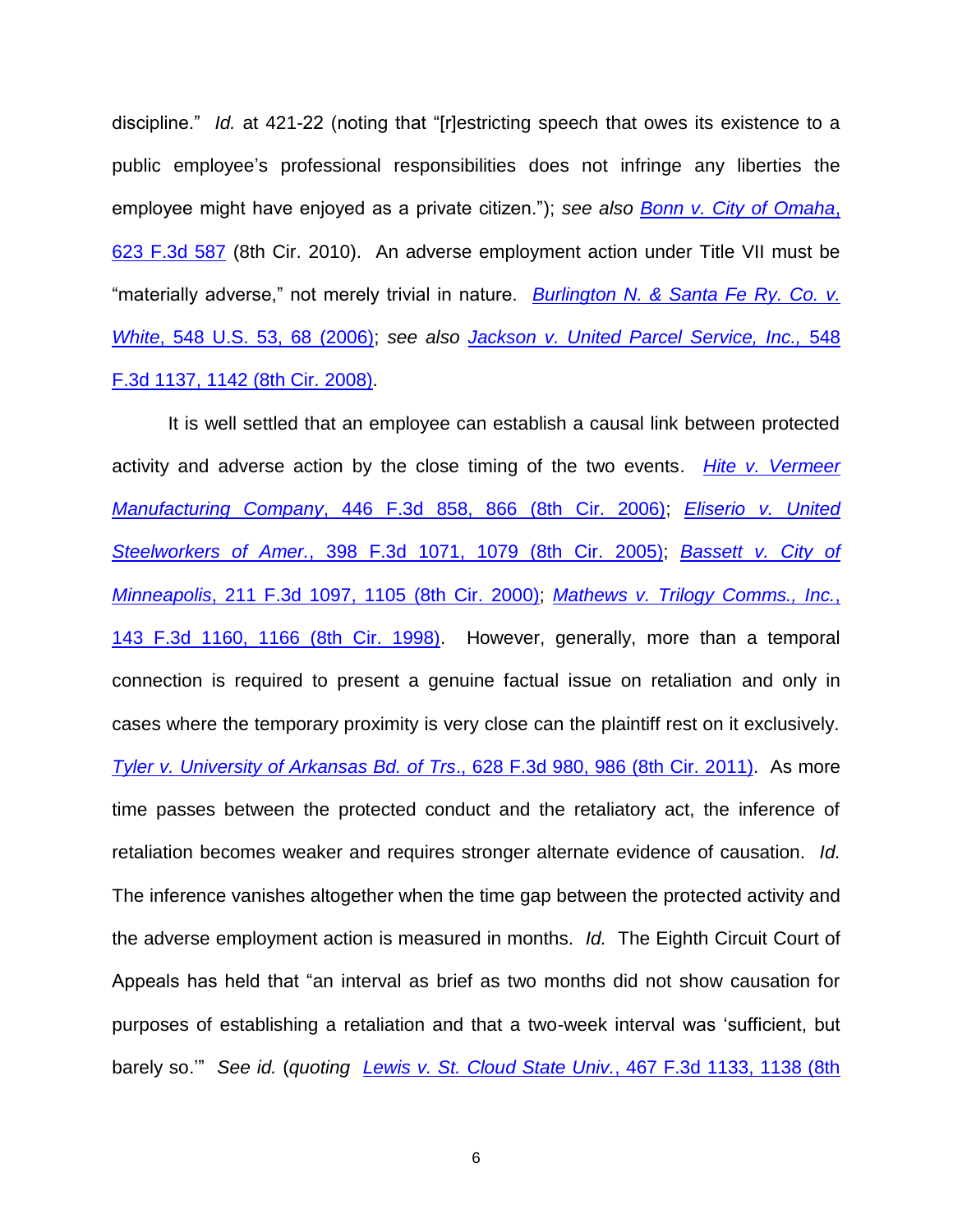discipline." *Id.* at 421-22 (noting that "[r]estricting speech that owes its existence to a public employee's professional responsibilities does not infringe any liberties the employee might have enjoyed as a private citizen."); *see also* *Bonn v. City of Omaha*, 623 F.3d 587 (8th Cir. 2010). An adverse employment action under Title VII must be "materially adverse," not merely trivial in nature. *Burlington N. & Santa Fe Ry. Co. v. White*, 548 U.S. 53, 68 (2006); *see also* *Jackson v. United Parcel Service, Inc.*, 548 F.3d 1137, 1142 (8th Cir. 2008).

It is well settled that an employee can establish a causal link between protected activity and adverse action by the close timing of the two events. *Hite v. Vermeer Manufacturing Company*, 446 F.3d 858, 866 (8th Cir. 2006); *Eliserio v. United Steelworkers of Amer.*, 398 F.3d 1071, 1079 (8th Cir. 2005); *Bassett v. City of Minneapolis*, 211 F.3d 1097, 1105 (8th Cir. 2000); *Mathews v. Trilogy Comms., Inc.*, 143 F.3d 1160, 1166 (8th Cir. 1998). However, generally, more than a temporal connection is required to present a genuine factual issue on retaliation and only in cases where the temporary proximity is very close can the plaintiff rest on it exclusively. *Tyler v. University of Arkansas Bd. of Trs.*, 628 F.3d 980, 986 (8th Cir. 2011). As more time passes between the protected conduct and the retaliatory act, the inference of retaliation becomes weaker and requires stronger alternate evidence of causation. *Id.* The inference vanishes altogether when the time gap between the protected activity and the adverse employment action is measured in months. *Id.* The Eighth Circuit Court of Appeals has held that "an interval as brief as two months did not show causation for purposes of establishing a retaliation and that a two-week interval was 'sufficient, but barely so.'" *See id.* (*quoting* *Lewis v. St. Cloud State Univ.*, 467 F.3d 1133, 1138 (8th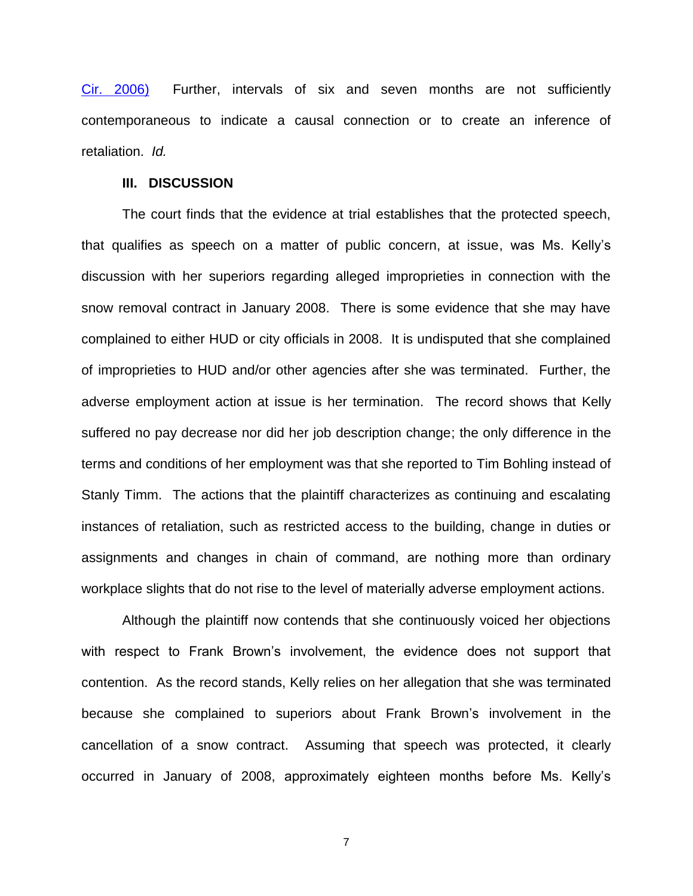Cir. 2006) Further, intervals of six and seven months are not sufficiently contemporaneous to indicate a causal connection or to create an inference of retaliation. *Id.*

### III. DISCUSSION

The court finds that the evidence at trial establishes that the protected speech, that qualifies as speech on a matter of public concern, at issue, was Ms. Kelly's discussion with her superiors regarding alleged improprieties in connection with the snow removal contract in January 2008. There is some evidence that she may have complained to either HUD or city officials in 2008. It is undisputed that she complained of improprieties to HUD and/or other agencies after she was terminated. Further, the adverse employment action at issue is her termination. The record shows that Kelly suffered no pay decrease nor did her job description change; the only difference in the terms and conditions of her employment was that she reported to Tim Bohling instead of Stanly Timm. The actions that the plaintiff characterizes as continuing and escalating instances of retaliation, such as restricted access to the building, change in duties or assignments and changes in chain of command, are nothing more than ordinary workplace slights that do not rise to the level of materially adverse employment actions.

Although the plaintiff now contends that she continuously voiced her objections with respect to Frank Brown's involvement, the evidence does not support that contention. As the record stands, Kelly relies on her allegation that she was terminated because she complained to superiors about Frank Brown's involvement in the cancellation of a snow contract. Assuming that speech was protected, it clearly occurred in January of 2008, approximately eighteen months before Ms. Kelly's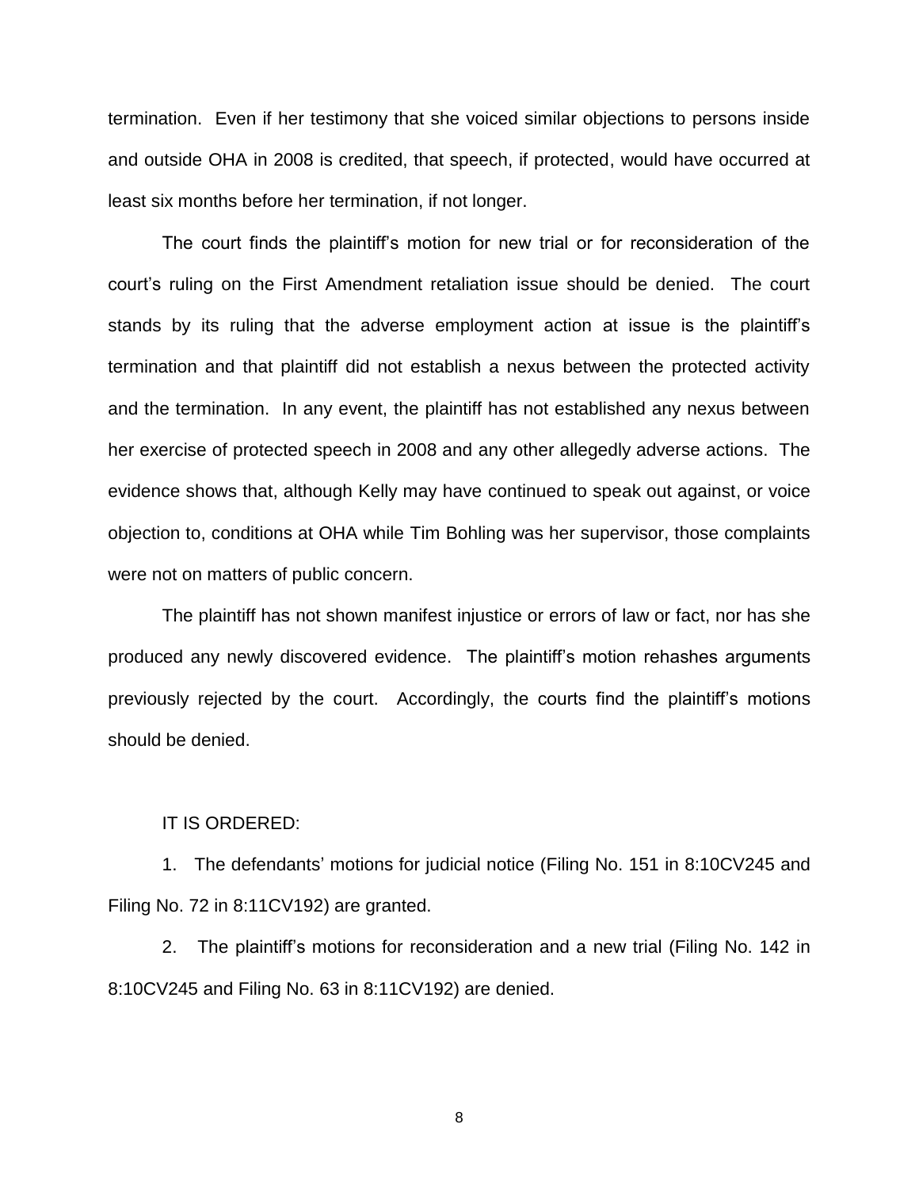termination. Even if her testimony that she voiced similar objections to persons inside and outside OHA in 2008 is credited, that speech, if protected, would have occurred at least six months before her termination, if not longer.

The court finds the plaintiff's motion for new trial or for reconsideration of the court's ruling on the First Amendment retaliation issue should be denied. The court stands by its ruling that the adverse employment action at issue is the plaintiff's termination and that plaintiff did not establish a nexus between the protected activity and the termination. In any event, the plaintiff has not established any nexus between her exercise of protected speech in 2008 and any other allegedly adverse actions. The evidence shows that, although Kelly may have continued to speak out against, or voice objection to, conditions at OHA while Tim Bohling was her supervisor, those complaints were not on matters of public concern.

The plaintiff has not shown manifest injustice or errors of law or fact, nor has she produced any newly discovered evidence. The plaintiff's motion rehashes arguments previously rejected by the court. Accordingly, the courts find the plaintiff's motions should be denied.

IT IS ORDERED:

1. The defendants' motions for judicial notice (Filing No. 151 in 8:10CV245 and Filing No. 72 in 8:11CV192) are granted.

2. The plaintiff's motions for reconsideration and a new trial (Filing No. 142 in 8:10CV245 and Filing No. 63 in 8:11CV192) are denied.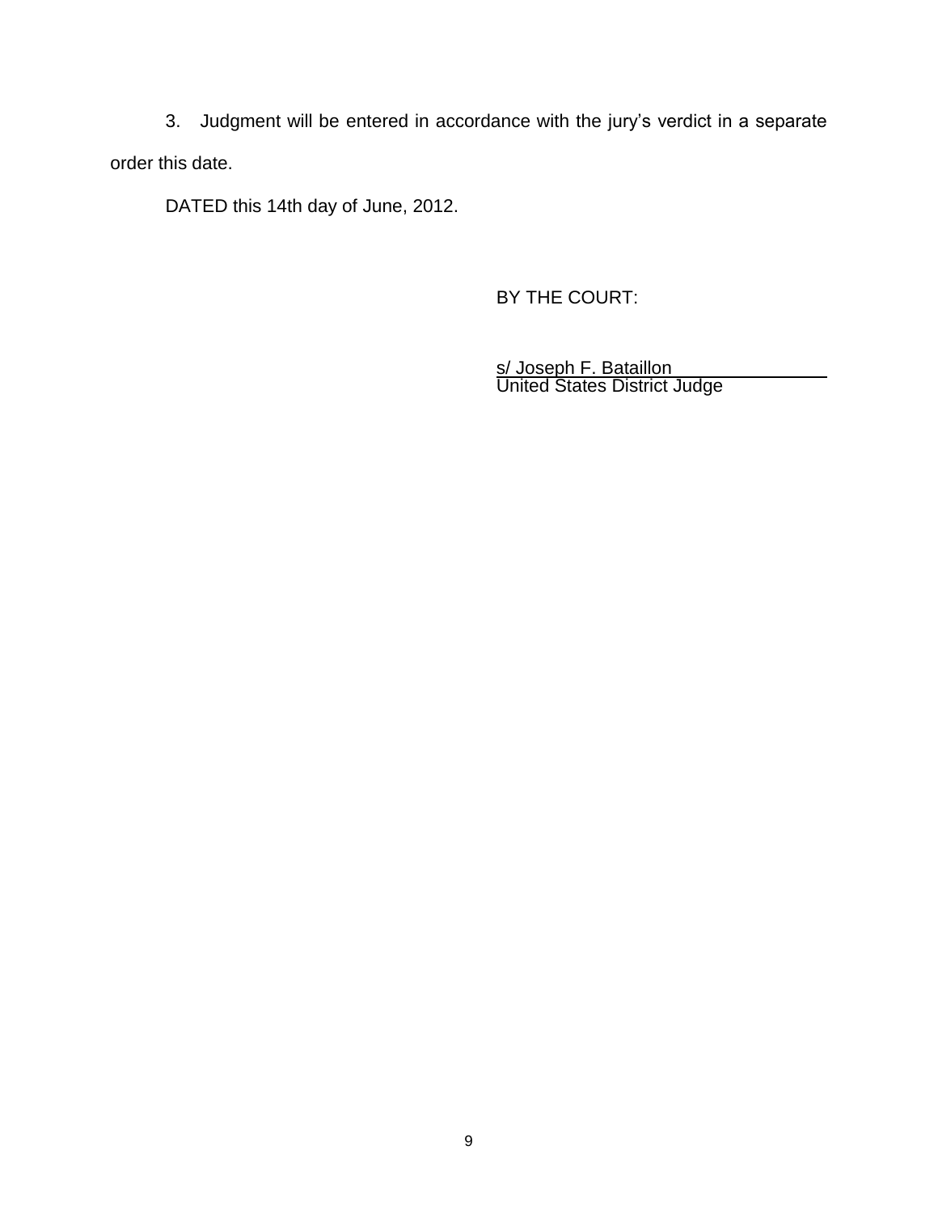3. Judgment will be entered in accordance with the jury's verdict in a separate order this date.

DATED this 14th day of June, 2012.

BY THE COURT:

s/ Joseph F. Bataillon
United States District Judge